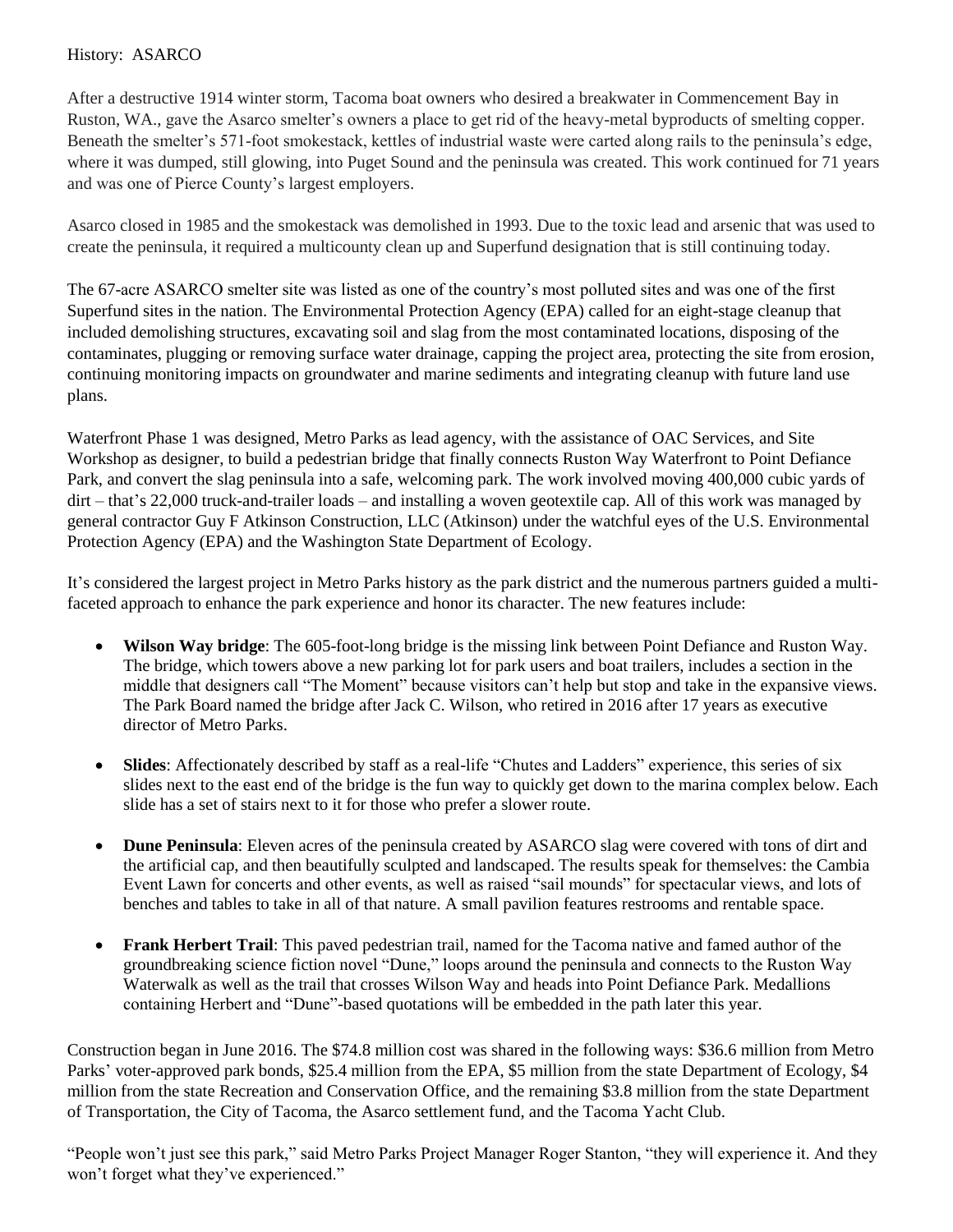History: ASARCO

After a destructive 1914 winter storm, Tacoma boat owners who desired a breakwater in Commencement Bay in Ruston, WA., gave the Asarco smelter's owners a place to get rid of the heavy-metal byproducts of smelting copper. Beneath the smelter's 571-foot smokestack, kettles of industrial waste were carted along rails to the peninsula's edge, where it was dumped, still glowing, into Puget Sound and the peninsula was created. This work continued for 71 years and was one of Pierce County's largest employers.

Asarco closed in 1985 and the smokestack was demolished in 1993. Due to the toxic lead and arsenic that was used to create the peninsula, it required a multicounty clean up and Superfund designation that is still continuing today.

The 67-acre ASARCO smelter site was listed as one of the country's most polluted sites and was one of the first Superfund sites in the nation. The Environmental Protection Agency (EPA) called for an eight-stage cleanup that included demolishing structures, excavating soil and slag from the most contaminated locations, disposing of the contaminates, plugging or removing surface water drainage, capping the project area, protecting the site from erosion, continuing monitoring impacts on groundwater and marine sediments and integrating cleanup with future land use plans.

Waterfront Phase 1 was designed, Metro Parks as lead agency, with the assistance of OAC Services, and Site Workshop as designer, to build a pedestrian bridge that finally connects Ruston Way Waterfront to Point Defiance Park, and convert the slag peninsula into a safe, welcoming park. The work involved moving 400,000 cubic yards of dirt – that's 22,000 truck-and-trailer loads – and installing a woven geotextile cap. All of this work was managed by general contractor Guy F Atkinson Construction, LLC (Atkinson) under the watchful eyes of the U.S. Environmental Protection Agency (EPA) and the Washington State Department of Ecology.

It's considered the largest project in Metro Parks history as the park district and the numerous partners guided a multi-faceted approach to enhance the park experience and honor its character. The new features include:

- **Wilson Way bridge**: The 605-foot-long bridge is the missing link between Point Defiance and Ruston Way. The bridge, which towers above a new parking lot for park users and boat trailers, includes a section in the middle that designers call "The Moment" because visitors can't help but stop and take in the expansive views. The Park Board named the bridge after Jack C. Wilson, who retired in 2016 after 17 years as executive director of Metro Parks.

- **Slides**: Affectionately described by staff as a real-life "Chutes and Ladders" experience, this series of six slides next to the east end of the bridge is the fun way to quickly get down to the marina complex below. Each slide has a set of stairs next to it for those who prefer a slower route.

- **Dune Peninsula**: Eleven acres of the peninsula created by ASARCO slag were covered with tons of dirt and the artificial cap, and then beautifully sculpted and landscaped. The results speak for themselves: the Cambia Event Lawn for concerts and other events, as well as raised "sail mounds" for spectacular views, and lots of benches and tables to take in all of that nature. A small pavilion features restrooms and rentable space.

- **Frank Herbert Trail**: This paved pedestrian trail, named for the Tacoma native and famed author of the groundbreaking science fiction novel "Dune," loops around the peninsula and connects to the Ruston Way Waterwalk as well as the trail that crosses Wilson Way and heads into Point Defiance Park. Medallions containing Herbert and "Dune"-based quotations will be embedded in the path later this year.

Construction began in June 2016. The $74.8 million cost was shared in the following ways: $36.6 million from Metro Parks' voter-approved park bonds, $25.4 million from the EPA, $5 million from the state Department of Ecology, $4 million from the state Recreation and Conservation Office, and the remaining $3.8 million from the state Department of Transportation, the City of Tacoma, the Asarco settlement fund, and the Tacoma Yacht Club.

"People won't just see this park," said Metro Parks Project Manager Roger Stanton, "they will experience it. And they won't forget what they've experienced."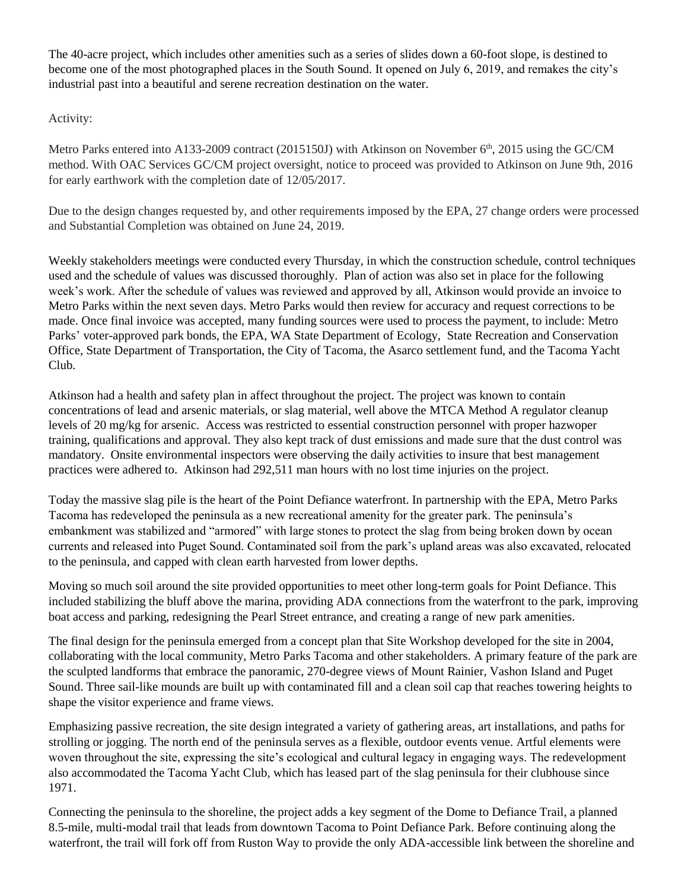The 40-acre project, which includes other amenities such as a series of slides down a 60-foot slope, is destined to become one of the most photographed places in the South Sound. It opened on July 6, 2019, and remakes the city's industrial past into a beautiful and serene recreation destination on the water.

Activity:

Metro Parks entered into A133-2009 contract (2015150J) with Atkinson on November 6th, 2015 using the GC/CM method. With OAC Services GC/CM project oversight, notice to proceed was provided to Atkinson on June 9th, 2016 for early earthwork with the completion date of 12/05/2017.

Due to the design changes requested by, and other requirements imposed by the EPA, 27 change orders were processed and Substantial Completion was obtained on June 24, 2019.

Weekly stakeholders meetings were conducted every Thursday, in which the construction schedule, control techniques used and the schedule of values was discussed thoroughly. Plan of action was also set in place for the following week's work. After the schedule of values was reviewed and approved by all, Atkinson would provide an invoice to Metro Parks within the next seven days. Metro Parks would then review for accuracy and request corrections to be made. Once final invoice was accepted, many funding sources were used to process the payment, to include: Metro Parks' voter-approved park bonds, the EPA, WA State Department of Ecology, State Recreation and Conservation Office, State Department of Transportation, the City of Tacoma, the Asarco settlement fund, and the Tacoma Yacht Club.

Atkinson had a health and safety plan in affect throughout the project. The project was known to contain concentrations of lead and arsenic materials, or slag material, well above the MTCA Method A regulator cleanup levels of 20 mg/kg for arsenic. Access was restricted to essential construction personnel with proper hazwoper training, qualifications and approval. They also kept track of dust emissions and made sure that the dust control was mandatory. Onsite environmental inspectors were observing the daily activities to insure that best management practices were adhered to. Atkinson had 292,511 man hours with no lost time injuries on the project.

Today the massive slag pile is the heart of the Point Defiance waterfront. In partnership with the EPA, Metro Parks Tacoma has redeveloped the peninsula as a new recreational amenity for the greater park. The peninsula's embankment was stabilized and "armored" with large stones to protect the slag from being broken down by ocean currents and released into Puget Sound. Contaminated soil from the park's upland areas was also excavated, relocated to the peninsula, and capped with clean earth harvested from lower depths.

Moving so much soil around the site provided opportunities to meet other long-term goals for Point Defiance. This included stabilizing the bluff above the marina, providing ADA connections from the waterfront to the park, improving boat access and parking, redesigning the Pearl Street entrance, and creating a range of new park amenities.

The final design for the peninsula emerged from a concept plan that Site Workshop developed for the site in 2004, collaborating with the local community, Metro Parks Tacoma and other stakeholders. A primary feature of the park are the sculpted landforms that embrace the panoramic, 270-degree views of Mount Rainier, Vashon Island and Puget Sound. Three sail-like mounds are built up with contaminated fill and a clean soil cap that reaches towering heights to shape the visitor experience and frame views.

Emphasizing passive recreation, the site design integrated a variety of gathering areas, art installations, and paths for strolling or jogging. The north end of the peninsula serves as a flexible, outdoor events venue. Artful elements were woven throughout the site, expressing the site's ecological and cultural legacy in engaging ways. The redevelopment also accommodated the Tacoma Yacht Club, which has leased part of the slag peninsula for their clubhouse since 1971.

Connecting the peninsula to the shoreline, the project adds a key segment of the Dome to Defiance Trail, a planned 8.5-mile, multi-modal trail that leads from downtown Tacoma to Point Defiance Park. Before continuing along the waterfront, the trail will fork off from Ruston Way to provide the only ADA-accessible link between the shoreline and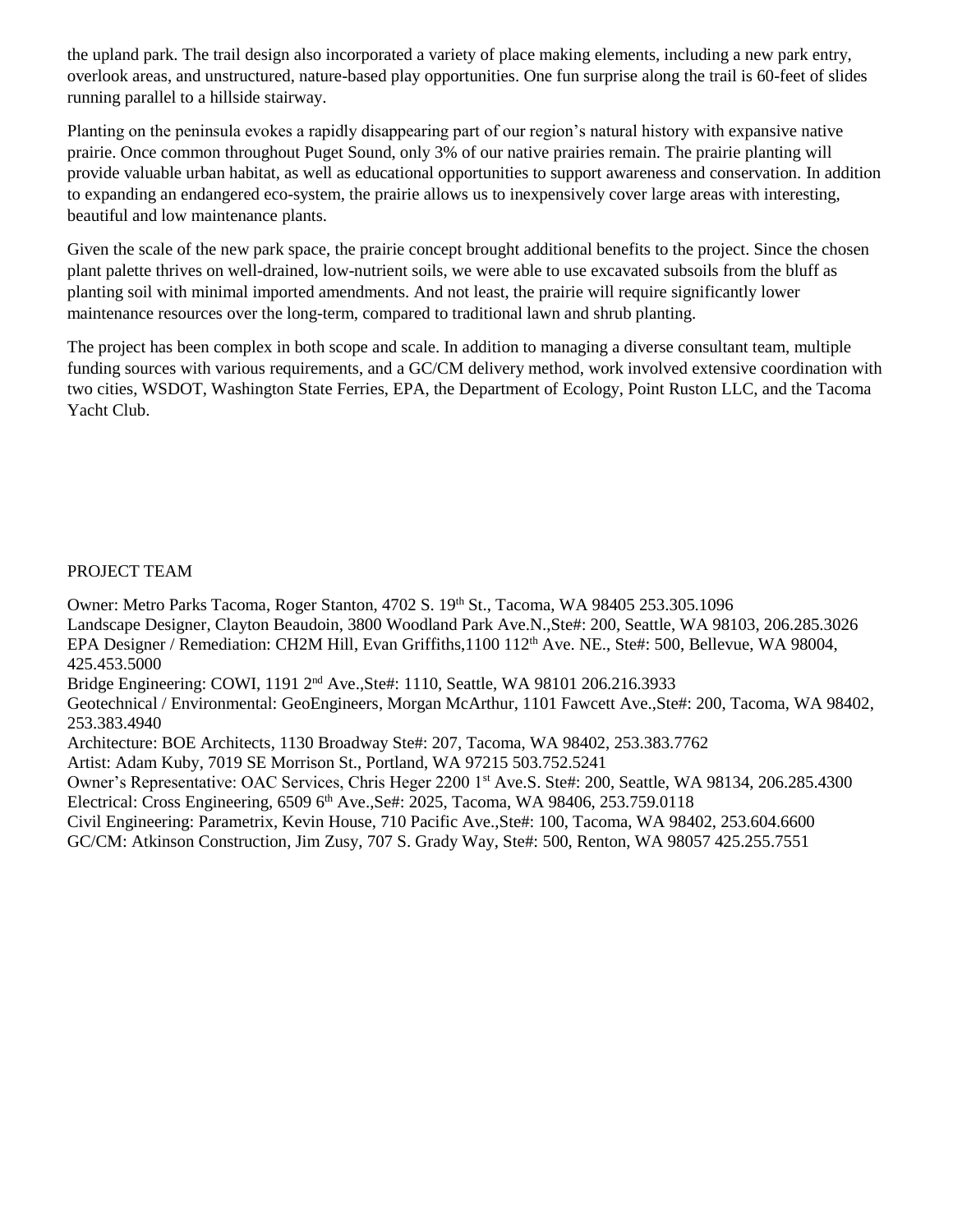the upland park. The trail design also incorporated a variety of place making elements, including a new park entry, overlook areas, and unstructured, nature-based play opportunities. One fun surprise along the trail is 60-feet of slides running parallel to a hillside stairway.

Planting on the peninsula evokes a rapidly disappearing part of our region's natural history with expansive native prairie. Once common throughout Puget Sound, only 3% of our native prairies remain. The prairie planting will provide valuable urban habitat, as well as educational opportunities to support awareness and conservation. In addition to expanding an endangered eco-system, the prairie allows us to inexpensively cover large areas with interesting, beautiful and low maintenance plants.

Given the scale of the new park space, the prairie concept brought additional benefits to the project. Since the chosen plant palette thrives on well-drained, low-nutrient soils, we were able to use excavated subsoils from the bluff as planting soil with minimal imported amendments. And not least, the prairie will require significantly lower maintenance resources over the long-term, compared to traditional lawn and shrub planting.

The project has been complex in both scope and scale. In addition to managing a diverse consultant team, multiple funding sources with various requirements, and a GC/CM delivery method, work involved extensive coordination with two cities, WSDOT, Washington State Ferries, EPA, the Department of Ecology, Point Ruston LLC, and the Tacoma Yacht Club.

PROJECT TEAM

Owner: Metro Parks Tacoma, Roger Stanton, 4702 S. 19th St., Tacoma, WA 98405 253.305.1096
Landscape Designer, Clayton Beaudoin, 3800 Woodland Park Ave.N.,Ste#: 200, Seattle, WA 98103, 206.285.3026
EPA Designer / Remediation: CH2M Hill, Evan Griffiths,1100 112th Ave. NE., Ste#: 500, Bellevue, WA 98004, 425.453.5000
Bridge Engineering: COWI, 1191 2nd Ave.,Ste#: 1110, Seattle, WA 98101 206.216.3933
Geotechnical / Environmental: GeoEngineers, Morgan McArthur, 1101 Fawcett Ave.,Ste#: 200, Tacoma, WA 98402, 253.383.4940
Architecture: BOE Architects, 1130 Broadway Ste#: 207, Tacoma, WA 98402, 253.383.7762
Artist: Adam Kuby, 7019 SE Morrison St., Portland, WA 97215 503.752.5241
Owner's Representative: OAC Services, Chris Heger 2200 1st Ave.S. Ste#: 200, Seattle, WA 98134, 206.285.4300
Electrical: Cross Engineering, 6509 6th Ave.,Se#: 2025, Tacoma, WA 98406, 253.759.0118
Civil Engineering: Parametrix, Kevin House, 710 Pacific Ave.,Ste#: 100, Tacoma, WA 98402, 253.604.6600
GC/CM: Atkinson Construction, Jim Zusy, 707 S. Grady Way, Ste#: 500, Renton, WA 98057 425.255.7551